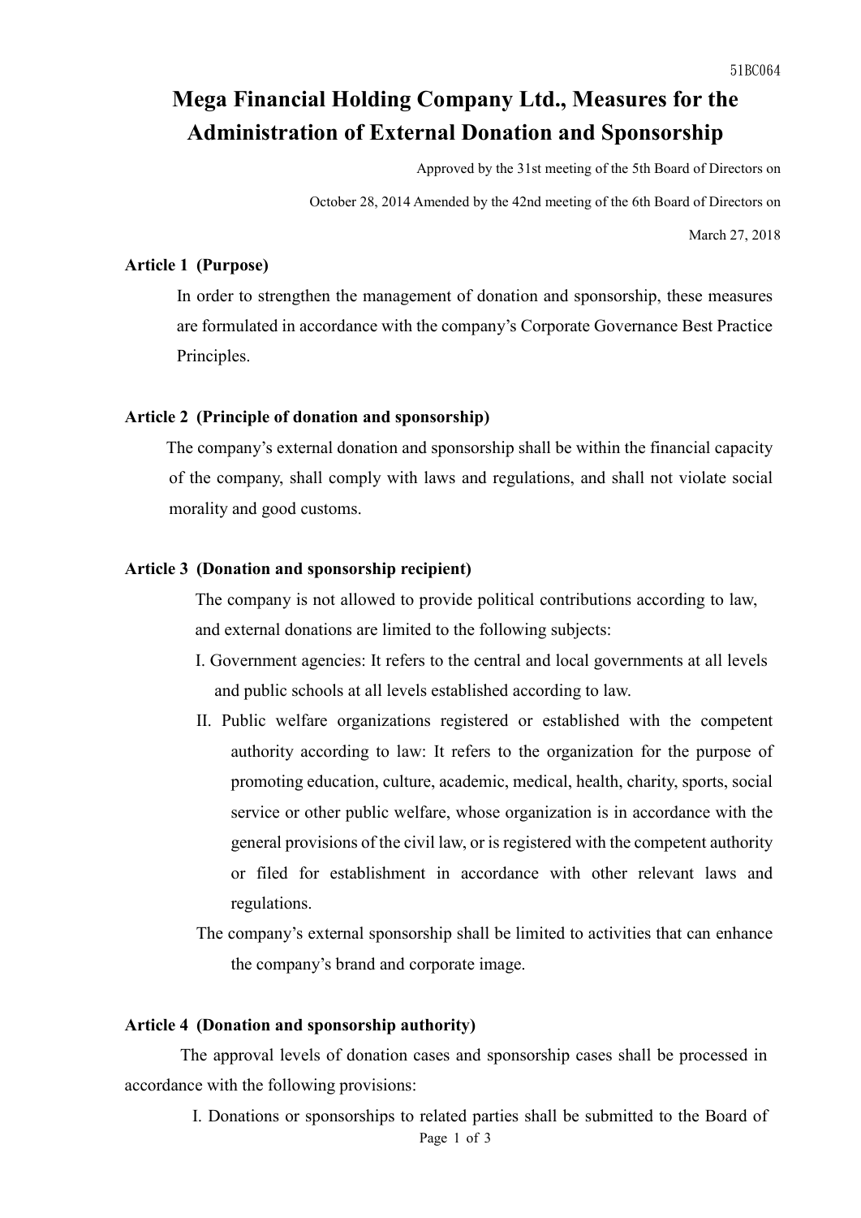# Mega Financial Holding Company Ltd., Measures for the Administration of External Donation and Sponsorship

Approved by the 31st meeting of the 5th Board of Directors on October 28, 2014 Amended by the 42nd meeting of the 6th Board of Directors on March 27, 2018

**Article 1 (Purpose)**

In order to strengthen the management of donation and sponsorship, these measures are formulated in accordance with the company's Corporate Governance Best Practice Principles.

**Article 2 (Principle of donation and sponsorship)**

The company's external donation and sponsorship shall be within the financial capacity of the company, shall comply with laws and regulations, and shall not violate social morality and good customs.

**Article 3 (Donation and sponsorship recipient)**

The company is not allowed to provide political contributions according to law, and external donations are limited to the following subjects:

I. Government agencies: It refers to the central and local governments at all levels and public schools at all levels established according to law.

II. Public welfare organizations registered or established with the competent authority according to law: It refers to the organization for the purpose of promoting education, culture, academic, medical, health, charity, sports, social service or other public welfare, whose organization is in accordance with the general provisions of the civil law, or is registered with the competent authority or filed for establishment in accordance with other relevant laws and regulations.

The company's external sponsorship shall be limited to activities that can enhance the company's brand and corporate image.

**Article 4 (Donation and sponsorship authority)**

The approval levels of donation cases and sponsorship cases shall be processed in accordance with the following provisions:

I. Donations or sponsorships to related parties shall be submitted to the Board of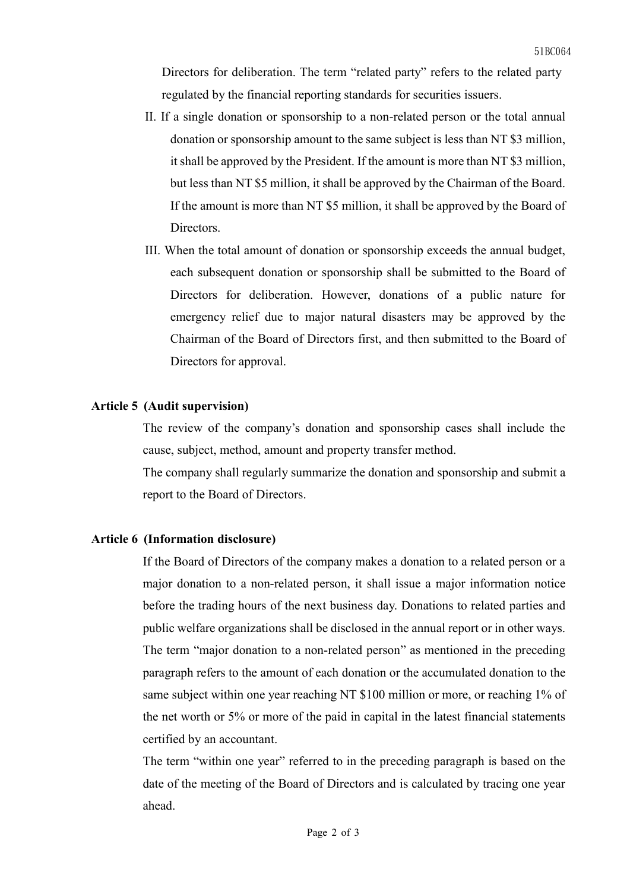Directors for deliberation. The term "related party" refers to the related party regulated by the financial reporting standards for securities issuers.

II. If a single donation or sponsorship to a non-related person or the total annual donation or sponsorship amount to the same subject is less than NT $3 million, it shall be approved by the President. If the amount is more than NT $3 million, but less than NT $5 million, it shall be approved by the Chairman of the Board. If the amount is more than NT $5 million, it shall be approved by the Board of Directors.

III. When the total amount of donation or sponsorship exceeds the annual budget, each subsequent donation or sponsorship shall be submitted to the Board of Directors for deliberation. However, donations of a public nature for emergency relief due to major natural disasters may be approved by the Chairman of the Board of Directors first, and then submitted to the Board of Directors for approval.

**Article 5 (Audit supervision)**

The review of the company's donation and sponsorship cases shall include the cause, subject, method, amount and property transfer method.

The company shall regularly summarize the donation and sponsorship and submit a report to the Board of Directors.

**Article 6 (Information disclosure)**

If the Board of Directors of the company makes a donation to a related person or a major donation to a non-related person, it shall issue a major information notice before the trading hours of the next business day. Donations to related parties and public welfare organizations shall be disclosed in the annual report or in other ways.

The term "major donation to a non-related person" as mentioned in the preceding paragraph refers to the amount of each donation or the accumulated donation to the same subject within one year reaching NT $100 million or more, or reaching 1% of the net worth or 5% or more of the paid in capital in the latest financial statements certified by an accountant.

The term "within one year" referred to in the preceding paragraph is based on the date of the meeting of the Board of Directors and is calculated by tracing one year ahead.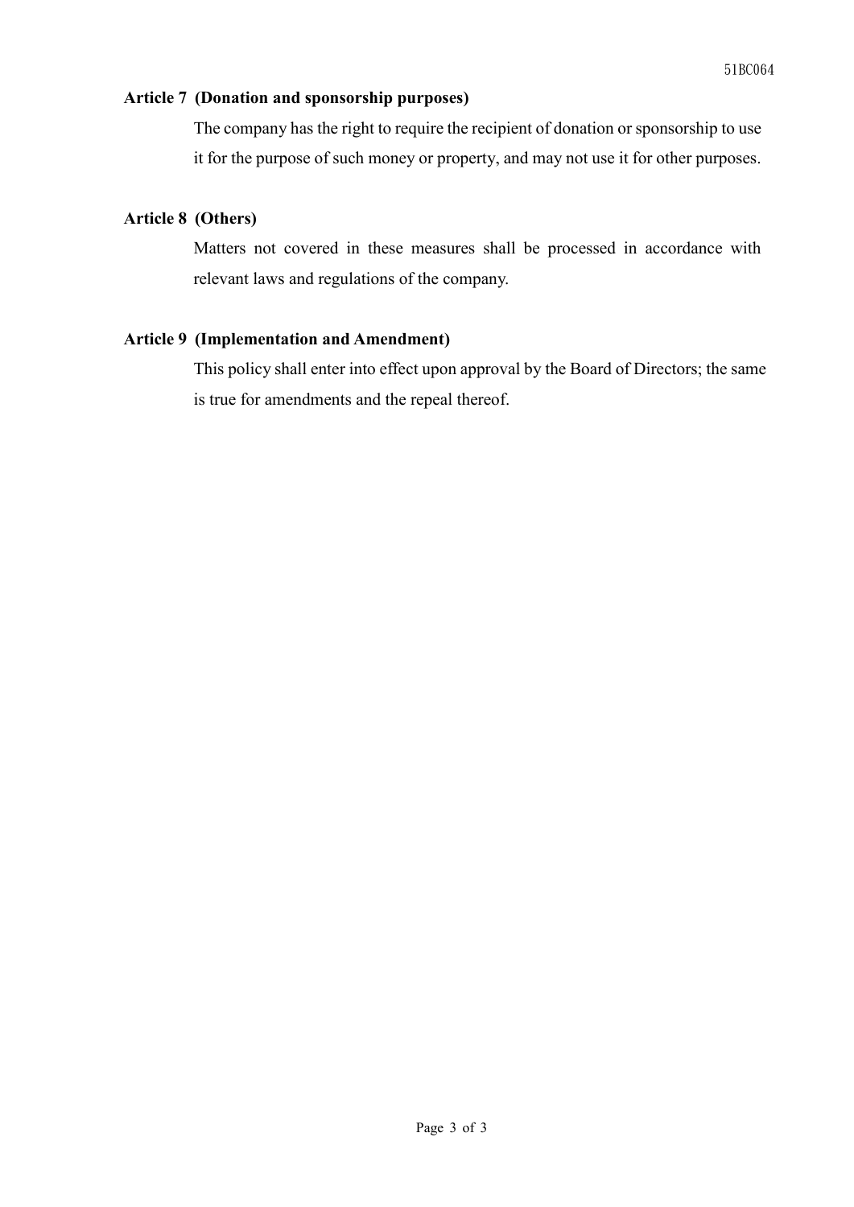**Article 7 (Donation and sponsorship purposes)**

The company has the right to require the recipient of donation or sponsorship to use it for the purpose of such money or property, and may not use it for other purposes.

**Article 8 (Others)**

Matters not covered in these measures shall be processed in accordance with relevant laws and regulations of the company.

**Article 9 (Implementation and Amendment)**

This policy shall enter into effect upon approval by the Board of Directors; the same is true for amendments and the repeal thereof.